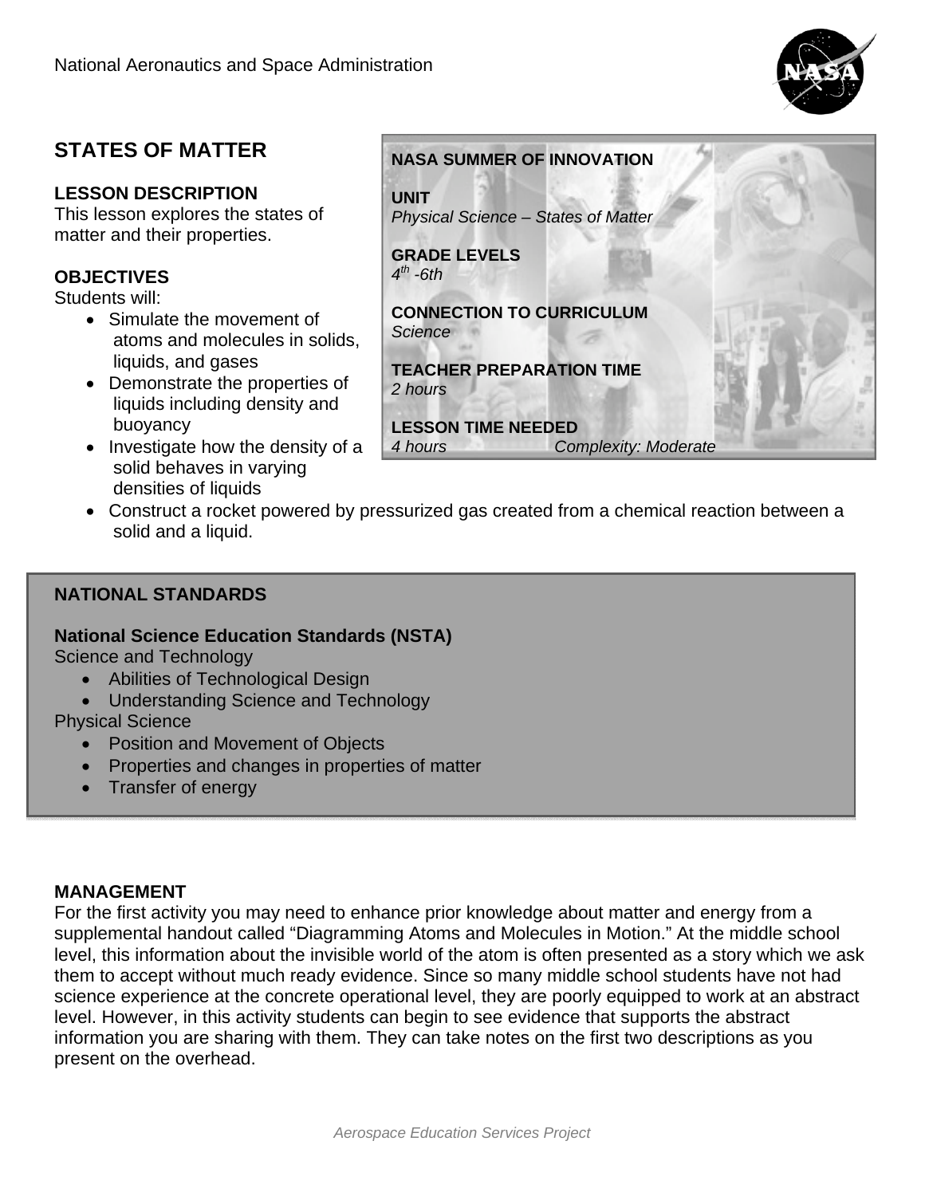National Aeronautics and Space Administration

# STATES OF MATTER

## LESSON DESCRIPTION

This lesson explores the states of matter and their properties.

## OBJECTIVES

Students will:

- Simulate the movement of atoms and molecules in solids, liquids, and gases
- Demonstrate the properties of liquids including density and buoyancy
- Investigate how the density of a solid behaves in varying densities of liquids
- Construct a rocket powered by pressurized gas created from a chemical reaction between a solid and a liquid.

**NASA SUMMER OF INNOVATION**

**UNIT**
*Physical Science – States of Matter*

**GRADE LEVELS**
*4th -6th*

**CONNECTION TO CURRICULUM**
*Science*

**TEACHER PREPARATION TIME**
*2 hours*

**LESSON TIME NEEDED**
*4 hours* *Complexity: Moderate*

## NATIONAL STANDARDS

**National Science Education Standards (NSTA)**

Science and Technology

- Abilities of Technological Design
- Understanding Science and Technology

Physical Science

- Position and Movement of Objects
- Properties and changes in properties of matter
- Transfer of energy

## MANAGEMENT

For the first activity you may need to enhance prior knowledge about matter and energy from a supplemental handout called "Diagramming Atoms and Molecules in Motion." At the middle school level, this information about the invisible world of the atom is often presented as a story which we ask them to accept without much ready evidence. Since so many middle school students have not had science experience at the concrete operational level, they are poorly equipped to work at an abstract level. However, in this activity students can begin to see evidence that supports the abstract information you are sharing with them. They can take notes on the first two descriptions as you present on the overhead.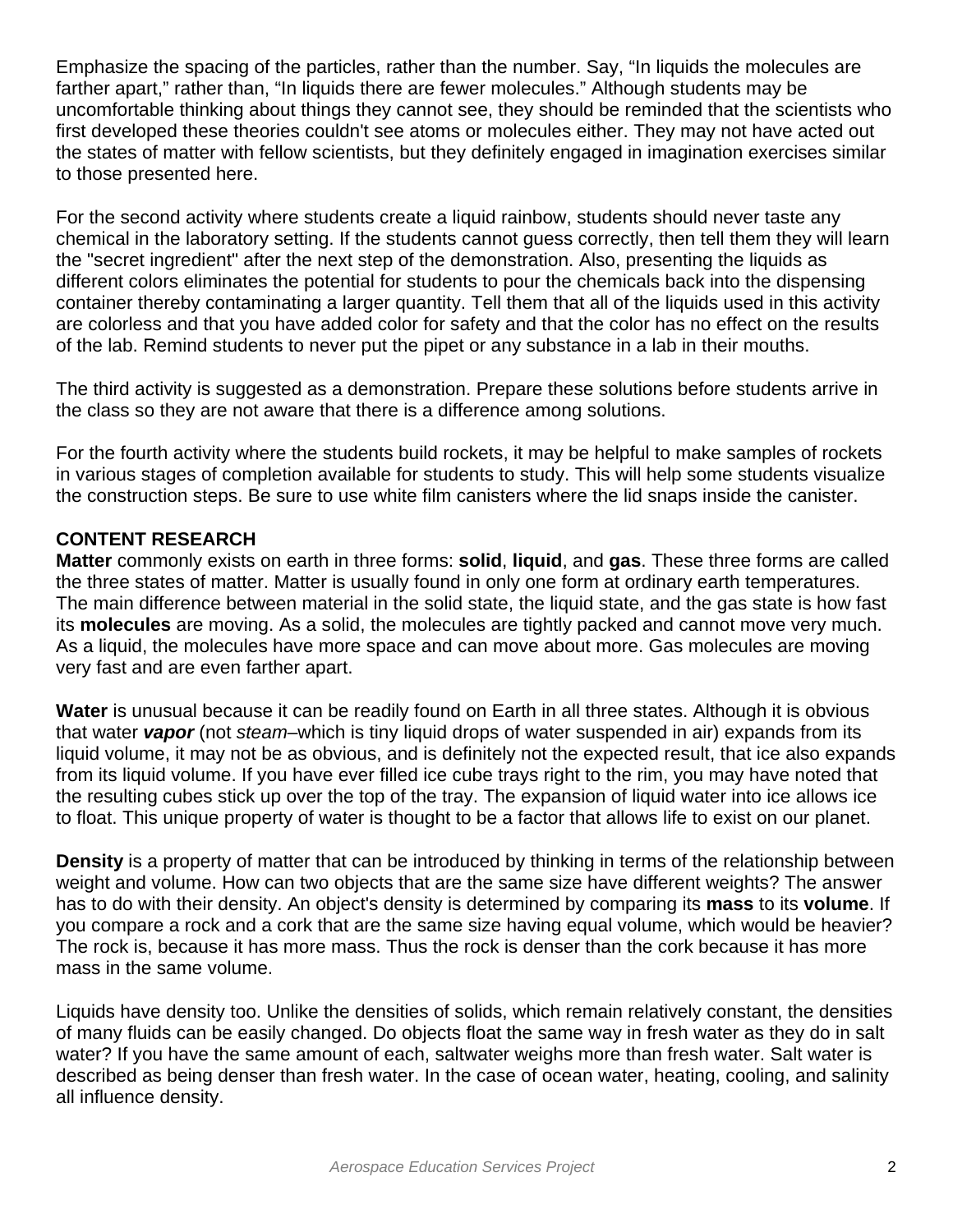Emphasize the spacing of the particles, rather than the number. Say, “In liquids the molecules are farther apart,” rather than, “In liquids there are fewer molecules.” Although students may be uncomfortable thinking about things they cannot see, they should be reminded that the scientists who first developed these theories couldn't see atoms or molecules either. They may not have acted out the states of matter with fellow scientists, but they definitely engaged in imagination exercises similar to those presented here.

For the second activity where students create a liquid rainbow, students should never taste any chemical in the laboratory setting. If the students cannot guess correctly, then tell them they will learn the "secret ingredient" after the next step of the demonstration. Also, presenting the liquids as different colors eliminates the potential for students to pour the chemicals back into the dispensing container thereby contaminating a larger quantity. Tell them that all of the liquids used in this activity are colorless and that you have added color for safety and that the color has no effect on the results of the lab. Remind students to never put the pipet or any substance in a lab in their mouths.

The third activity is suggested as a demonstration. Prepare these solutions before students arrive in the class so they are not aware that there is a difference among solutions.

For the fourth activity where the students build rockets, it may be helpful to make samples of rockets in various stages of completion available for students to study. This will help some students visualize the construction steps. Be sure to use white film canisters where the lid snaps inside the canister.

**CONTENT RESEARCH**

**Matter** commonly exists on earth in three forms: **solid**, **liquid**, and **gas**. These three forms are called the three states of matter. Matter is usually found in only one form at ordinary earth temperatures. The main difference between material in the solid state, the liquid state, and the gas state is how fast its **molecules** are moving. As a solid, the molecules are tightly packed and cannot move very much. As a liquid, the molecules have more space and can move about more. Gas molecules are moving very fast and are even farther apart.

**Water** is unusual because it can be readily found on Earth in all three states. Although it is obvious that water ***vapor*** (not *steam*–which is tiny liquid drops of water suspended in air) expands from its liquid volume, it may not be as obvious, and is definitely not the expected result, that ice also expands from its liquid volume. If you have ever filled ice cube trays right to the rim, you may have noted that the resulting cubes stick up over the top of the tray. The expansion of liquid water into ice allows ice to float. This unique property of water is thought to be a factor that allows life to exist on our planet.

**Density** is a property of matter that can be introduced by thinking in terms of the relationship between weight and volume. How can two objects that are the same size have different weights? The answer has to do with their density. An object's density is determined by comparing its **mass** to its **volume**. If you compare a rock and a cork that are the same size having equal volume, which would be heavier? The rock is, because it has more mass. Thus the rock is denser than the cork because it has more mass in the same volume.

Liquids have density too. Unlike the densities of solids, which remain relatively constant, the densities of many fluids can be easily changed. Do objects float the same way in fresh water as they do in salt water? If you have the same amount of each, saltwater weighs more than fresh water. Salt water is described as being denser than fresh water. In the case of ocean water, heating, cooling, and salinity all influence density.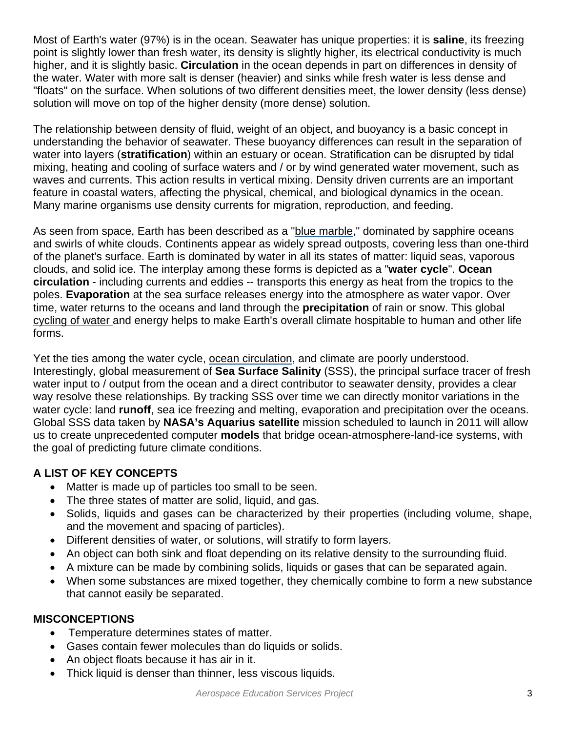Most of Earth's water (97%) is in the ocean. Seawater has unique properties: it is **saline**, its freezing point is slightly lower than fresh water, its density is slightly higher, its electrical conductivity is much higher, and it is slightly basic. **Circulation** in the ocean depends in part on differences in density of the water. Water with more salt is denser (heavier) and sinks while fresh water is less dense and "floats" on the surface. When solutions of two different densities meet, the lower density (less dense) solution will move on top of the higher density (more dense) solution.

The relationship between density of fluid, weight of an object, and buoyancy is a basic concept in understanding the behavior of seawater. These buoyancy differences can result in the separation of water into layers (**stratification**) within an estuary or ocean. Stratification can be disrupted by tidal mixing, heating and cooling of surface waters and / or by wind generated water movement, such as waves and currents. This action results in vertical mixing. Density driven currents are an important feature in coastal waters, affecting the physical, chemical, and biological dynamics in the ocean. Many marine organisms use density currents for migration, reproduction, and feeding.

As seen from space, Earth has been described as a "blue marble," dominated by sapphire oceans and swirls of white clouds. Continents appear as widely spread outposts, covering less than one-third of the planet's surface. Earth is dominated by water in all its states of matter: liquid seas, vaporous clouds, and solid ice. The interplay among these forms is depicted as a "**water cycle**". **Ocean circulation** - including currents and eddies -- transports this energy as heat from the tropics to the poles. **Evaporation** at the sea surface releases energy into the atmosphere as water vapor. Over time, water returns to the oceans and land through the **precipitation** of rain or snow. This global cycling of water and energy helps to make Earth's overall climate hospitable to human and other life forms.

Yet the ties among the water cycle, ocean circulation, and climate are poorly understood. Interestingly, global measurement of **Sea Surface Salinity** (SSS), the principal surface tracer of fresh water input to / output from the ocean and a direct contributor to seawater density, provides a clear way resolve these relationships. By tracking SSS over time we can directly monitor variations in the water cycle: land **runoff**, sea ice freezing and melting, evaporation and precipitation over the oceans. Global SSS data taken by **NASA's Aquarius satellite** mission scheduled to launch in 2011 will allow us to create unprecedented computer **models** that bridge ocean-atmosphere-land-ice systems, with the goal of predicting future climate conditions.

### A LIST OF KEY CONCEPTS

- Matter is made up of particles too small to be seen.
- The three states of matter are solid, liquid, and gas.
- Solids, liquids and gases can be characterized by their properties (including volume, shape, and the movement and spacing of particles).
- Different densities of water, or solutions, will stratify to form layers.
- An object can both sink and float depending on its relative density to the surrounding fluid.
- A mixture can be made by combining solids, liquids or gases that can be separated again.
- When some substances are mixed together, they chemically combine to form a new substance that cannot easily be separated.

### MISCONCEPTIONS

- Temperature determines states of matter.
- Gases contain fewer molecules than do liquids or solids.
- An object floats because it has air in it.
- Thick liquid is denser than thinner, less viscous liquids.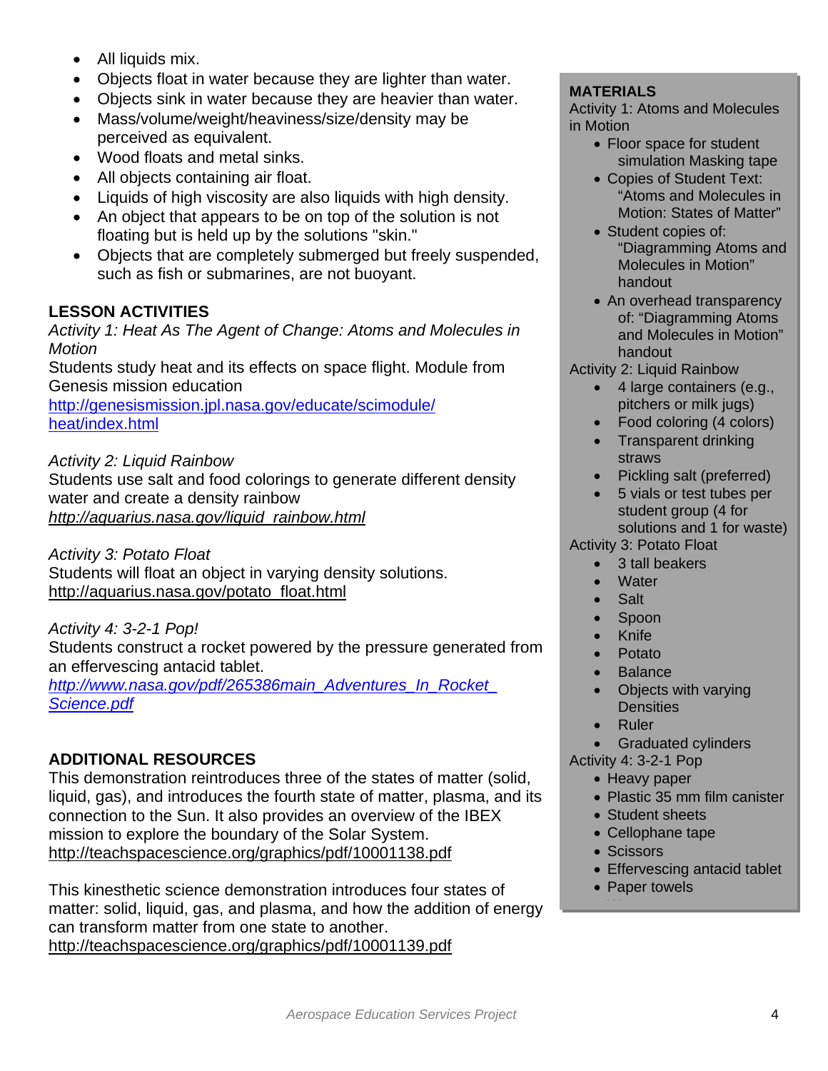- All liquids mix.
- Objects float in water because they are lighter than water.
- Objects sink in water because they are heavier than water.
- Mass/volume/weight/heaviness/size/density may be perceived as equivalent.
- Wood floats and metal sinks.
- All objects containing air float.
- Liquids of high viscosity are also liquids with high density.
- An object that appears to be on top of the solution is not floating but is held up by the solutions "skin."
- Objects that are completely submerged but freely suspended, such as fish or submarines, are not buoyant.

## LESSON ACTIVITIES

*Activity 1: Heat As The Agent of Change: Atoms and Molecules in Motion*

Students study heat and its effects on space flight. Module from Genesis mission education

http://genesismission.jpl.nasa.gov/educate/scimodule/heat/index.html

*Activity 2: Liquid Rainbow*

Students use salt and food colorings to generate different density water and create a density rainbow

*http://aquarius.nasa.gov/liquid_rainbow.html*

*Activity 3: Potato Float*

Students will float an object in varying density solutions.

http://aquarius.nasa.gov/potato_float.html

*Activity 4: 3-2-1 Pop!*

Students construct a rocket powered by the pressure generated from an effervescing antacid tablet.

*http://www.nasa.gov/pdf/265386main_Adventures_In_Rocket_Science.pdf*

## ADDITIONAL RESOURCES

This demonstration reintroduces three of the states of matter (solid, liquid, gas), and introduces the fourth state of matter, plasma, and its connection to the Sun. It also provides an overview of the IBEX mission to explore the boundary of the Solar System.

http://teachspacescience.org/graphics/pdf/10001138.pdf

This kinesthetic science demonstration introduces four states of matter: solid, liquid, gas, and plasma, and how the addition of energy can transform matter from one state to another.

http://teachspacescience.org/graphics/pdf/10001139.pdf

**MATERIALS**

Activity 1: Atoms and Molecules in Motion

- Floor space for student simulation Masking tape
- Copies of Student Text: "Atoms and Molecules in Motion: States of Matter"
- Student copies of: "Diagramming Atoms and Molecules in Motion" handout
- An overhead transparency of: "Diagramming Atoms and Molecules in Motion" handout

Activity 2: Liquid Rainbow

- 4 large containers (e.g., pitchers or milk jugs)
- Food coloring (4 colors)
- Transparent drinking straws
- Pickling salt (preferred)
- 5 vials or test tubes per student group (4 for solutions and 1 for waste)

Activity 3: Potato Float

- 3 tall beakers
- Water
- Salt
- Spoon
- Knife
- Potato
- Balance
- Objects with varying Densities
- Ruler
- Graduated cylinders

Activity 4: 3-2-1 Pop

- Heavy paper
- Plastic 35 mm film canister
- Student sheets
- Cellophane tape
- Scissors
- Effervescing antacid tablet
- Paper towels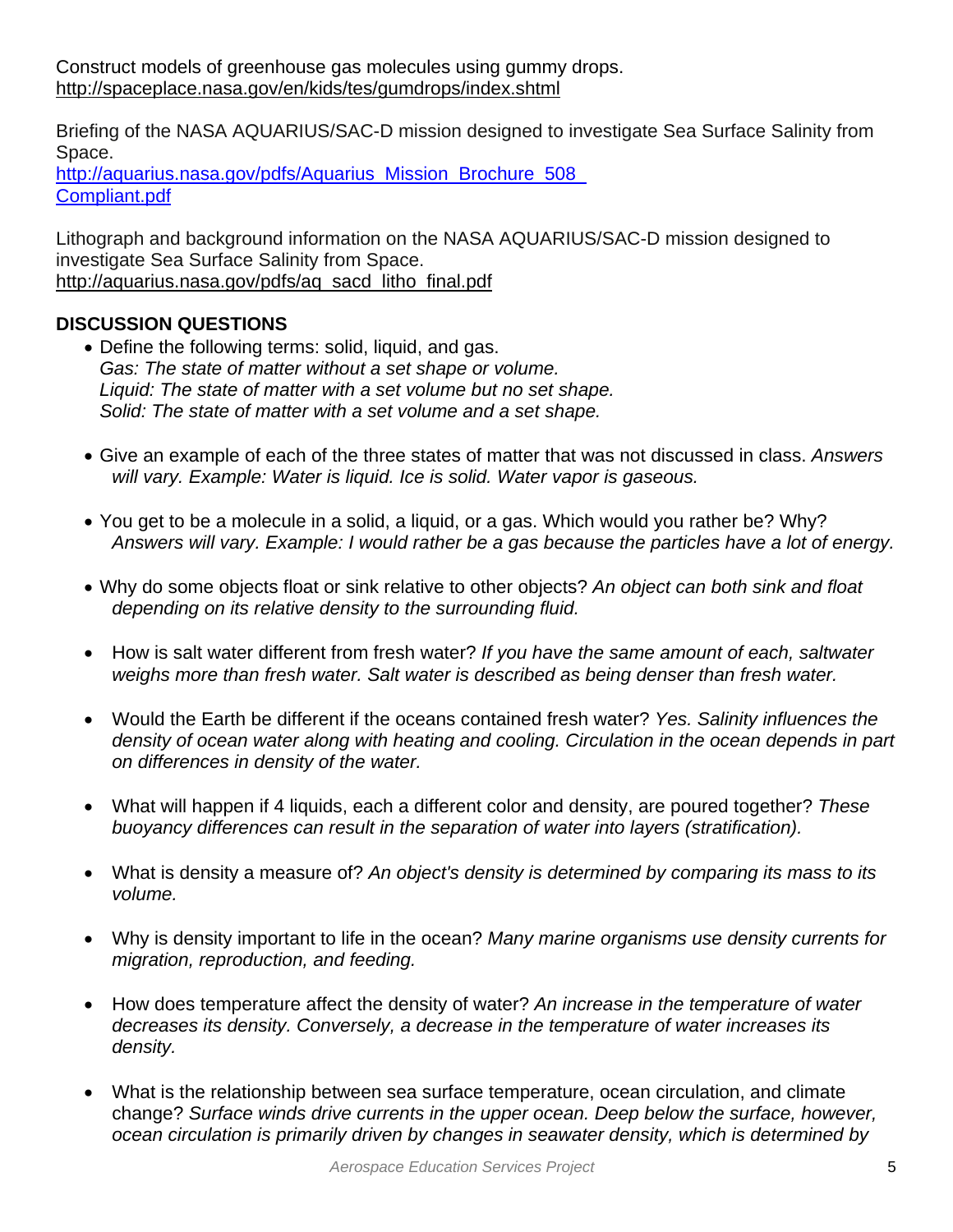Construct models of greenhouse gas molecules using gummy drops.
http://spaceplace.nasa.gov/en/kids/tes/gumdrops/index.shtml

Briefing of the NASA AQUARIUS/SAC-D mission designed to investigate Sea Surface Salinity from Space.
http://aquarius.nasa.gov/pdfs/Aquarius_Mission_Brochure_508_Compliant.pdf

Lithograph and background information on the NASA AQUARIUS/SAC-D mission designed to investigate Sea Surface Salinity from Space.
http://aquarius.nasa.gov/pdfs/aq_sacd_litho_final.pdf

## DISCUSSION QUESTIONS

- Define the following terms: solid, liquid, and gas.
  *Gas: The state of matter without a set shape or volume.*
  *Liquid: The state of matter with a set volume but no set shape.*
  *Solid: The state of matter with a set volume and a set shape.*

- Give an example of each of the three states of matter that was not discussed in class. *Answers will vary. Example: Water is liquid. Ice is solid. Water vapor is gaseous.*

- You get to be a molecule in a solid, a liquid, or a gas. Which would you rather be? Why? *Answers will vary. Example: I would rather be a gas because the particles have a lot of energy.*

- Why do some objects float or sink relative to other objects? *An object can both sink and float depending on its relative density to the surrounding fluid.*

- How is salt water different from fresh water? *If you have the same amount of each, saltwater weighs more than fresh water. Salt water is described as being denser than fresh water.*

- Would the Earth be different if the oceans contained fresh water? *Yes. Salinity influences the density of ocean water along with heating and cooling. Circulation in the ocean depends in part on differences in density of the water.*

- What will happen if 4 liquids, each a different color and density, are poured together? *These buoyancy differences can result in the separation of water into layers (stratification).*

- What is density a measure of? *An object's density is determined by comparing its mass to its volume.*

- Why is density important to life in the ocean? *Many marine organisms use density currents for migration, reproduction, and feeding.*

- How does temperature affect the density of water? *An increase in the temperature of water decreases its density. Conversely, a decrease in the temperature of water increases its density.*

- What is the relationship between sea surface temperature, ocean circulation, and climate change? *Surface winds drive currents in the upper ocean. Deep below the surface, however, ocean circulation is primarily driven by changes in seawater density, which is determined by*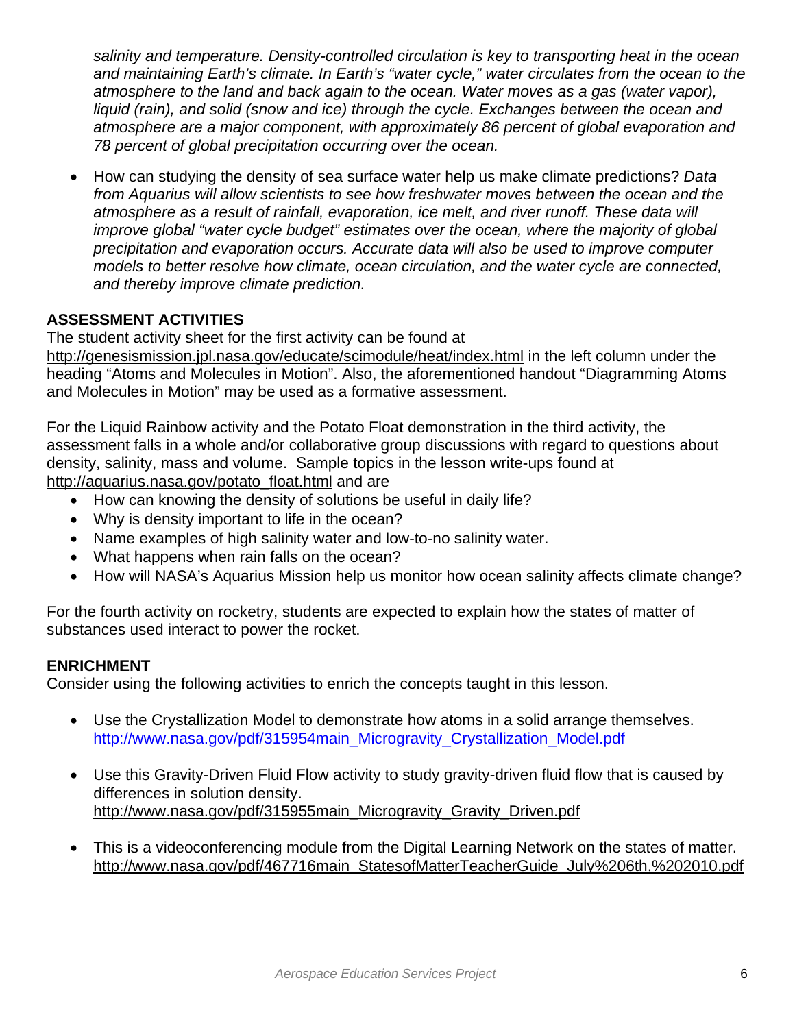*salinity and temperature. Density-controlled circulation is key to transporting heat in the ocean and maintaining Earth's climate. In Earth's "water cycle," water circulates from the ocean to the atmosphere to the land and back again to the ocean. Water moves as a gas (water vapor), liquid (rain), and solid (snow and ice) through the cycle. Exchanges between the ocean and atmosphere are a major component, with approximately 86 percent of global evaporation and 78 percent of global precipitation occurring over the ocean.*

- How can studying the density of sea surface water help us make climate predictions? *Data from Aquarius will allow scientists to see how freshwater moves between the ocean and the atmosphere as a result of rainfall, evaporation, ice melt, and river runoff. These data will improve global "water cycle budget" estimates over the ocean, where the majority of global precipitation and evaporation occurs. Accurate data will also be used to improve computer models to better resolve how climate, ocean circulation, and the water cycle are connected, and thereby improve climate prediction.*

## ASSESSMENT ACTIVITIES

The student activity sheet for the first activity can be found at http://genesismission.jpl.nasa.gov/educate/scimodule/heat/index.html in the left column under the heading "Atoms and Molecules in Motion". Also, the aforementioned handout "Diagramming Atoms and Molecules in Motion" may be used as a formative assessment.

For the Liquid Rainbow activity and the Potato Float demonstration in the third activity, the assessment falls in a whole and/or collaborative group discussions with regard to questions about density, salinity, mass and volume. Sample topics in the lesson write-ups found at http://aquarius.nasa.gov/potato_float.html and are

- How can knowing the density of solutions be useful in daily life?
- Why is density important to life in the ocean?
- Name examples of high salinity water and low-to-no salinity water.
- What happens when rain falls on the ocean?
- How will NASA's Aquarius Mission help us monitor how ocean salinity affects climate change?

For the fourth activity on rocketry, students are expected to explain how the states of matter of substances used interact to power the rocket.

## ENRICHMENT

Consider using the following activities to enrich the concepts taught in this lesson.

- Use the Crystallization Model to demonstrate how atoms in a solid arrange themselves. http://www.nasa.gov/pdf/315954main_Microgravity_Crystallization_Model.pdf

- Use this Gravity-Driven Fluid Flow activity to study gravity-driven fluid flow that is caused by differences in solution density. http://www.nasa.gov/pdf/315955main_Microgravity_Gravity_Driven.pdf

- This is a videoconferencing module from the Digital Learning Network on the states of matter. http://www.nasa.gov/pdf/467716main_StatesofMatterTeacherGuide_July%206th,%202010.pdf